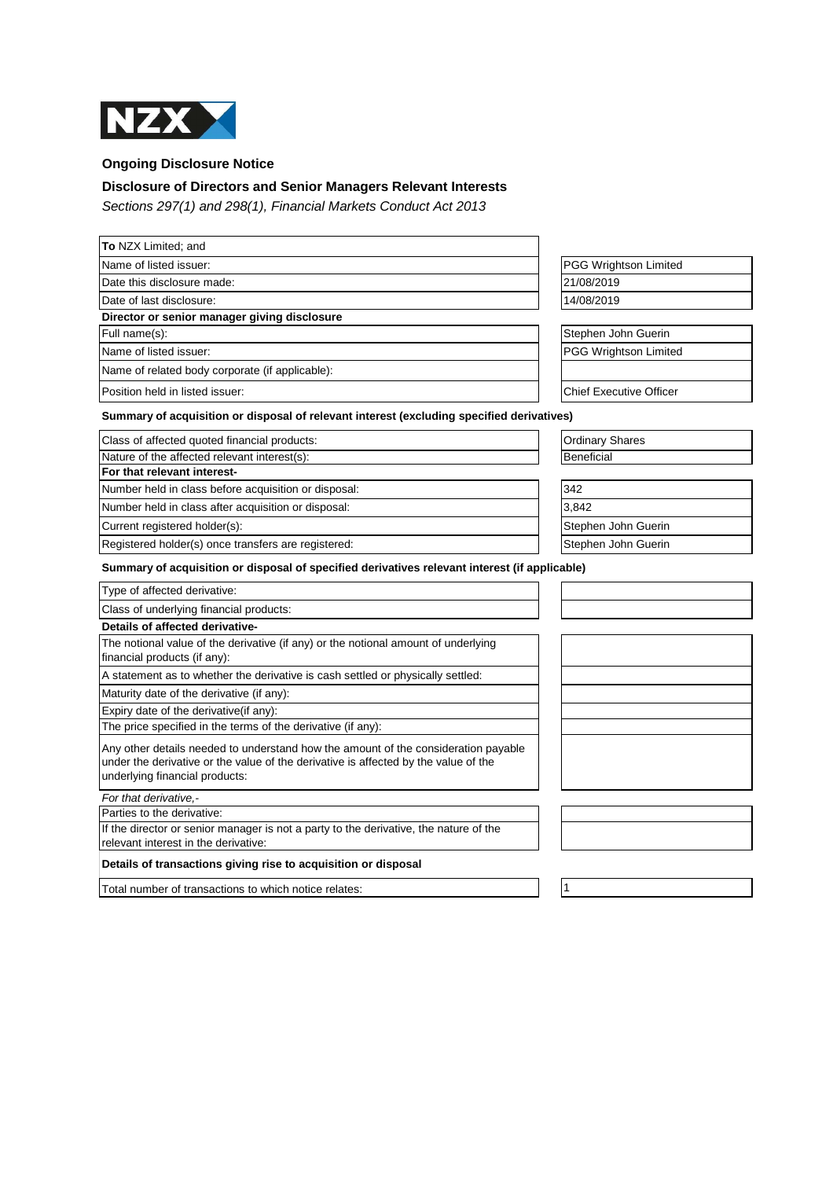NZX

## Ongoing Disclosure Notice

### Disclosure of Directors and Senior Managers Relevant Interests

*Sections 297(1) and 298(1), Financial Markets Conduct Act 2013*

| | |
|---|---|
| **To** NZX Limited; and | |
| Name of listed issuer: | PGG Wrightson Limited |
| Date this disclosure made: | 21/08/2019 |
| Date of last disclosure: | 14/08/2019 |
| **Director or senior manager giving disclosure** | |
| Full name(s): | Stephen John Guerin |
| Name of listed issuer: | PGG Wrightson Limited |
| Name of related body corporate (if applicable): | |
| Position held in listed issuer: | Chief Executive Officer |

**Summary of acquisition or disposal of relevant interest (excluding specified derivatives)**

| | |
|---|---|
| Class of affected quoted financial products: | Ordinary Shares |
| Nature of the affected relevant interest(s): | Beneficial |
| **For that relevant interest-** | |
| Number held in class before acquisition or disposal: | 342 |
| Number held in class after acquisition or disposal: | 3,842 |
| Current registered holder(s): | Stephen John Guerin |
| Registered holder(s) once transfers are registered: | Stephen John Guerin |

**Summary of acquisition or disposal of specified derivatives relevant interest (if applicable)**

| | |
|---|---|
| Type of affected derivative: | |
| Class of underlying financial products: | |
| **Details of affected derivative-** | |
| The notional value of the derivative (if any) or the notional amount of underlying financial products (if any): | |
| A statement as to whether the derivative is cash settled or physically settled: | |
| Maturity date of the derivative (if any): | |
| Expiry date of the derivative(if any): | |
| The price specified in the terms of the derivative (if any): | |
| Any other details needed to understand how the amount of the consideration payable under the derivative or the value of the derivative is affected by the value of the underlying financial products: | |
| *For that derivative,-* | |
| Parties to the derivative: | |
| If the director or senior manager is not a party to the derivative, the nature of the relevant interest in the derivative: | |

**Details of transactions giving rise to acquisition or disposal**

| | |
|---|---|
| Total number of transactions to which notice relates: | 1 |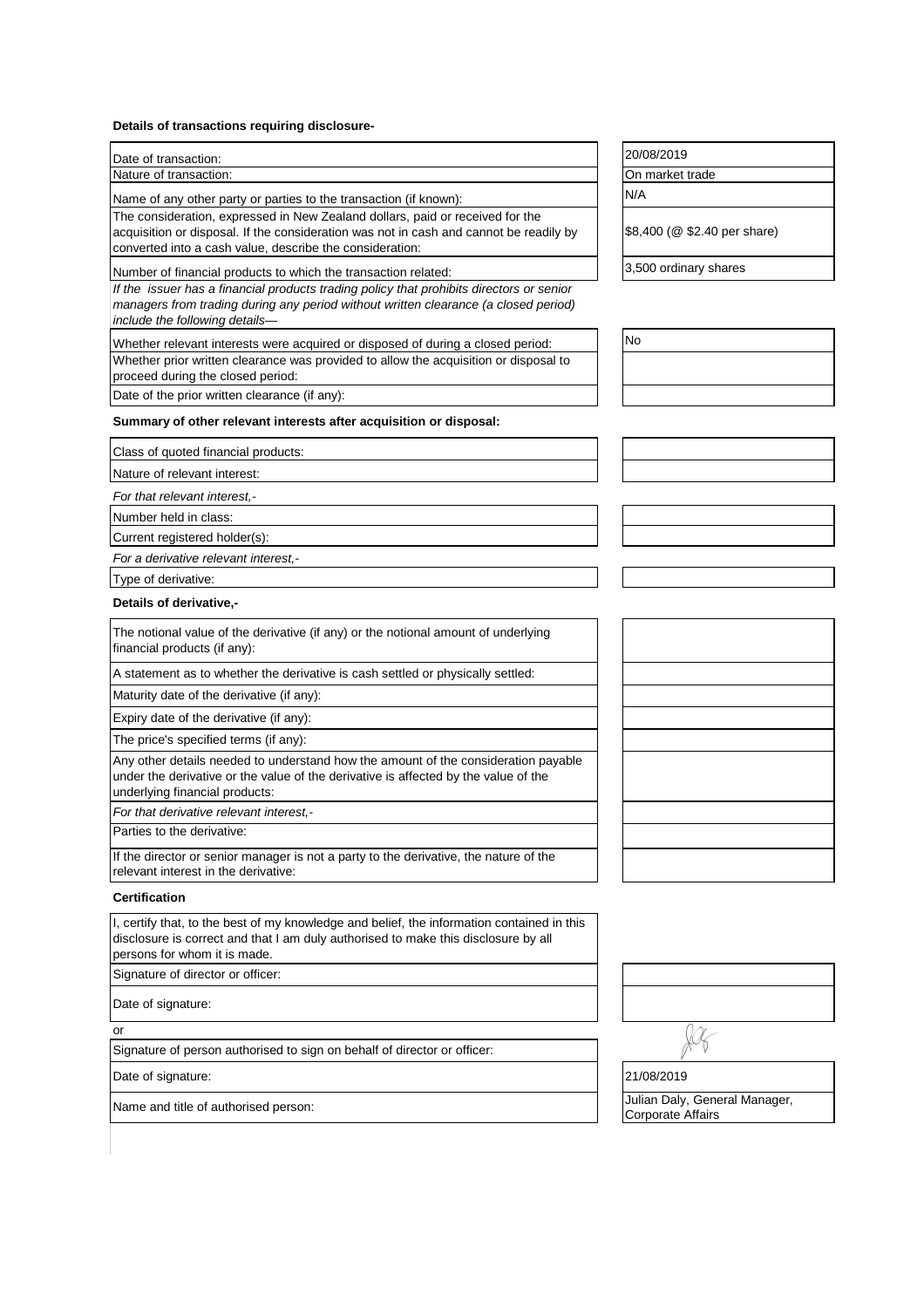**Details of transactions requiring disclosure-**

| | |
|---|---|
| Date of transaction: | 20/08/2019 |
| Nature of transaction: | On market trade |
| Name of any other party or parties to the transaction (if known): | N/A |
| The consideration, expressed in New Zealand dollars, paid or received for the acquisition or disposal. If the consideration was not in cash and cannot be readily by converted into a cash value, describe the consideration: | $8,400 (@ $2.40 per share) |
| Number of financial products to which the transaction related: | 3,500 ordinary shares |

*If the issuer has a financial products trading policy that prohibits directors or senior managers from trading during any period without written clearance (a closed period) include the following details—*

| | |
|---|---|
| Whether relevant interests were acquired or disposed of during a closed period: | No |
| Whether prior written clearance was provided to allow the acquisition or disposal to proceed during the closed period: | |
| Date of the prior written clearance (if any): | |

**Summary of other relevant interests after acquisition or disposal:**

| | |
|---|---|
| Class of quoted financial products: | |
| Nature of relevant interest: | |

*For that relevant interest,-*

| | |
|---|---|
| Number held in class: | |
| Current registered holder(s): | |

*For a derivative relevant interest,-*

| | |
|---|---|
| Type of derivative: | |

**Details of derivative,-**

| | |
|---|---|
| The notional value of the derivative (if any) or the notional amount of underlying financial products (if any): | |
| A statement as to whether the derivative is cash settled or physically settled: | |
| Maturity date of the derivative (if any): | |
| Expiry date of the derivative (if any): | |
| The price's specified terms (if any): | |
| Any other details needed to understand how the amount of the consideration payable under the derivative or the value of the derivative is affected by the value of the underlying financial products: | |
| *For that derivative relevant interest,-* | |
| Parties to the derivative: | |
| If the director or senior manager is not a party to the derivative, the nature of the relevant interest in the derivative: | |

**Certification**

I, certify that, to the best of my knowledge and belief, the information contained in this disclosure is correct and that I am duly authorised to make this disclosure by all persons for whom it is made.

| | |
|---|---|
| Signature of director or officer: | |
| Date of signature: | |

or

| | |
|---|---|
| Signature of person authorised to sign on behalf of director or officer: | [Signature] |
| Date of signature: | 21/08/2019 |
| Name and title of authorised person: | Julian Daly, General Manager, Corporate Affairs |